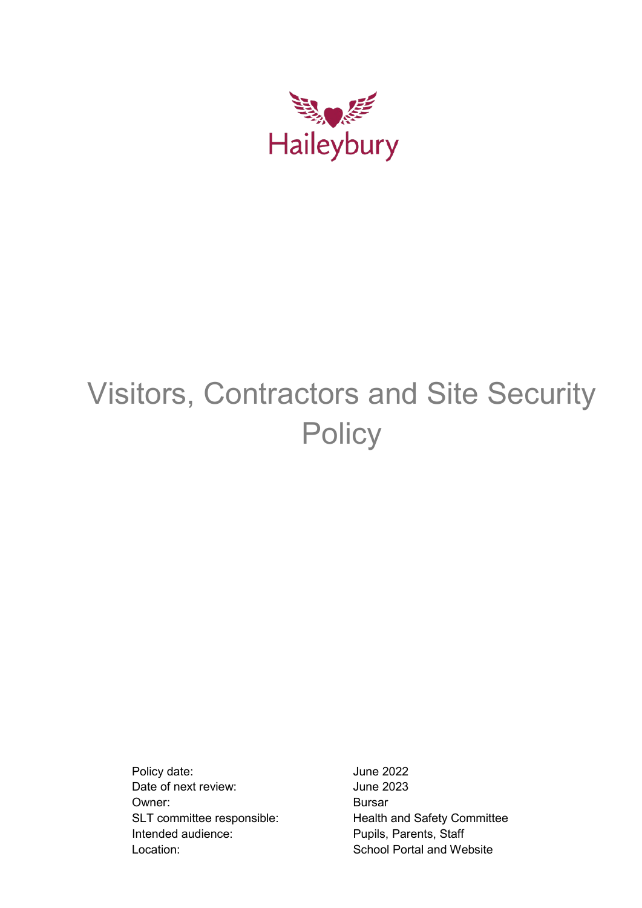Haileybury

# Visitors, Contractors and Site Security Policy

| | |
|---|---|
| Policy date: | June 2022 |
| Date of next review: | June 2023 |
| Owner: | Bursar |
| SLT committee responsible: | Health and Safety Committee |
| Intended audience: | Pupils, Parents, Staff |
| Location: | School Portal and Website |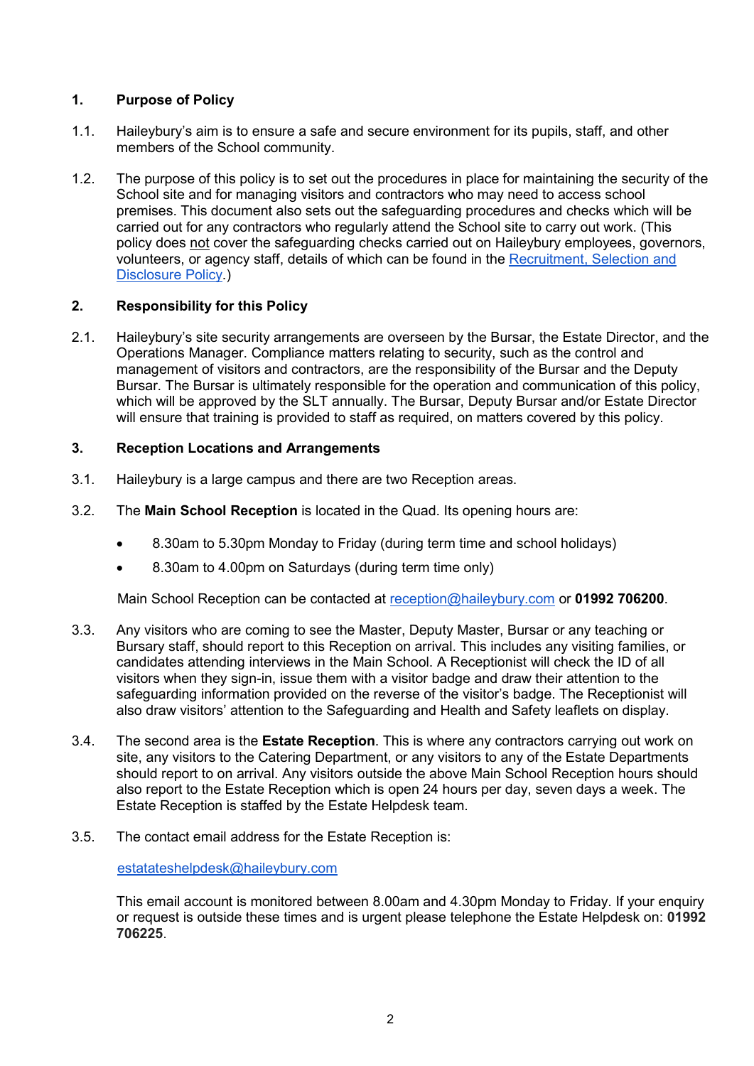## 1. Purpose of Policy

1.1. Haileybury's aim is to ensure a safe and secure environment for its pupils, staff, and other members of the School community.

1.2. The purpose of this policy is to set out the procedures in place for maintaining the security of the School site and for managing visitors and contractors who may need to access school premises. This document also sets out the safeguarding procedures and checks which will be carried out for any contractors who regularly attend the School site to carry out work. (This policy does not cover the safeguarding checks carried out on Haileybury employees, governors, volunteers, or agency staff, details of which can be found in the Recruitment, Selection and Disclosure Policy.)

## 2. Responsibility for this Policy

2.1. Haileybury's site security arrangements are overseen by the Bursar, the Estate Director, and the Operations Manager. Compliance matters relating to security, such as the control and management of visitors and contractors, are the responsibility of the Bursar and the Deputy Bursar. The Bursar is ultimately responsible for the operation and communication of this policy, which will be approved by the SLT annually. The Bursar, Deputy Bursar and/or Estate Director will ensure that training is provided to staff as required, on matters covered by this policy.

## 3. Reception Locations and Arrangements

3.1. Haileybury is a large campus and there are two Reception areas.

3.2. The **Main School Reception** is located in the Quad. Its opening hours are:

- 8.30am to 5.30pm Monday to Friday (during term time and school holidays)
- 8.30am to 4.00pm on Saturdays (during term time only)

Main School Reception can be contacted at reception@haileybury.com or **01992 706200**.

3.3. Any visitors who are coming to see the Master, Deputy Master, Bursar or any teaching or Bursary staff, should report to this Reception on arrival. This includes any visiting families, or candidates attending interviews in the Main School. A Receptionist will check the ID of all visitors when they sign-in, issue them with a visitor badge and draw their attention to the safeguarding information provided on the reverse of the visitor's badge. The Receptionist will also draw visitors' attention to the Safeguarding and Health and Safety leaflets on display.

3.4. The second area is the **Estate Reception**. This is where any contractors carrying out work on site, any visitors to the Catering Department, or any visitors to any of the Estate Departments should report to on arrival. Any visitors outside the above Main School Reception hours should also report to the Estate Reception which is open 24 hours per day, seven days a week. The Estate Reception is staffed by the Estate Helpdesk team.

3.5. The contact email address for the Estate Reception is:

estatateshelpdesk@haileybury.com

This email account is monitored between 8.00am and 4.30pm Monday to Friday. If your enquiry or request is outside these times and is urgent please telephone the Estate Helpdesk on: **01992 706225**.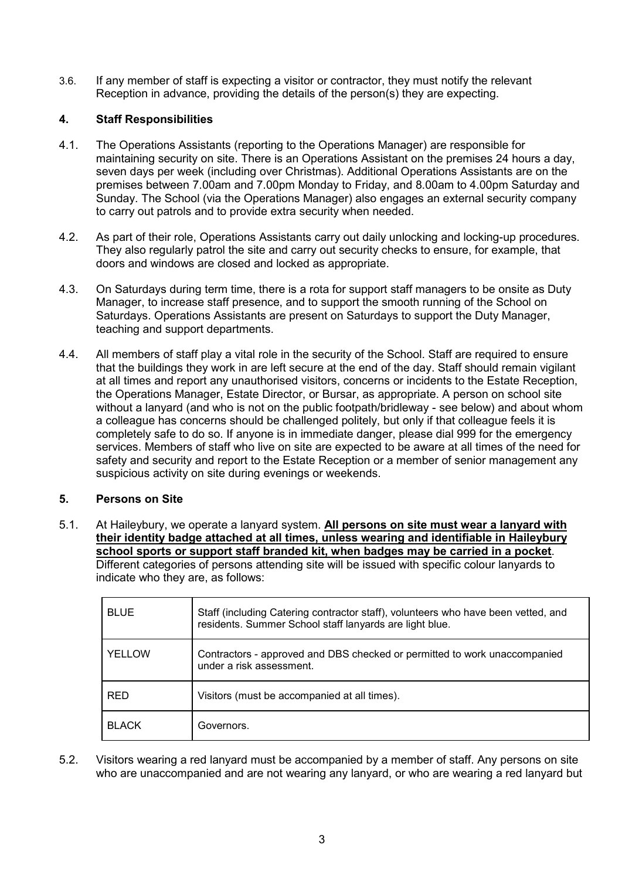3.6. If any member of staff is expecting a visitor or contractor, they must notify the relevant Reception in advance, providing the details of the person(s) they are expecting.

## 4. Staff Responsibilities

4.1. The Operations Assistants (reporting to the Operations Manager) are responsible for maintaining security on site. There is an Operations Assistant on the premises 24 hours a day, seven days per week (including over Christmas). Additional Operations Assistants are on the premises between 7.00am and 7.00pm Monday to Friday, and 8.00am to 4.00pm Saturday and Sunday. The School (via the Operations Manager) also engages an external security company to carry out patrols and to provide extra security when needed.

4.2. As part of their role, Operations Assistants carry out daily unlocking and locking-up procedures. They also regularly patrol the site and carry out security checks to ensure, for example, that doors and windows are closed and locked as appropriate.

4.3. On Saturdays during term time, there is a rota for support staff managers to be onsite as Duty Manager, to increase staff presence, and to support the smooth running of the School on Saturdays. Operations Assistants are present on Saturdays to support the Duty Manager, teaching and support departments.

4.4. All members of staff play a vital role in the security of the School. Staff are required to ensure that the buildings they work in are left secure at the end of the day. Staff should remain vigilant at all times and report any unauthorised visitors, concerns or incidents to the Estate Reception, the Operations Manager, Estate Director, or Bursar, as appropriate. A person on school site without a lanyard (and who is not on the public footpath/bridleway - see below) and about whom a colleague has concerns should be challenged politely, but only if that colleague feels it is completely safe to do so. If anyone is in immediate danger, please dial 999 for the emergency services. Members of staff who live on site are expected to be aware at all times of the need for safety and security and report to the Estate Reception or a member of senior management any suspicious activity on site during evenings or weekends.

## 5. Persons on Site

5.1. At Haileybury, we operate a lanyard system. **All persons on site must wear a lanyard with their identity badge attached at all times, unless wearing and identifiable in Haileybury school sports or support staff branded kit, when badges may be carried in a pocket**. Different categories of persons attending site will be issued with specific colour lanyards to indicate who they are, as follows:

| | |
|---|---|
| BLUE | Staff (including Catering contractor staff), volunteers who have been vetted, and residents. Summer School staff lanyards are light blue. |
| YELLOW | Contractors - approved and DBS checked or permitted to work unaccompanied under a risk assessment. |
| RED | Visitors (must be accompanied at all times). |
| BLACK | Governors. |

5.2. Visitors wearing a red lanyard must be accompanied by a member of staff. Any persons on site who are unaccompanied and are not wearing any lanyard, or who are wearing a red lanyard but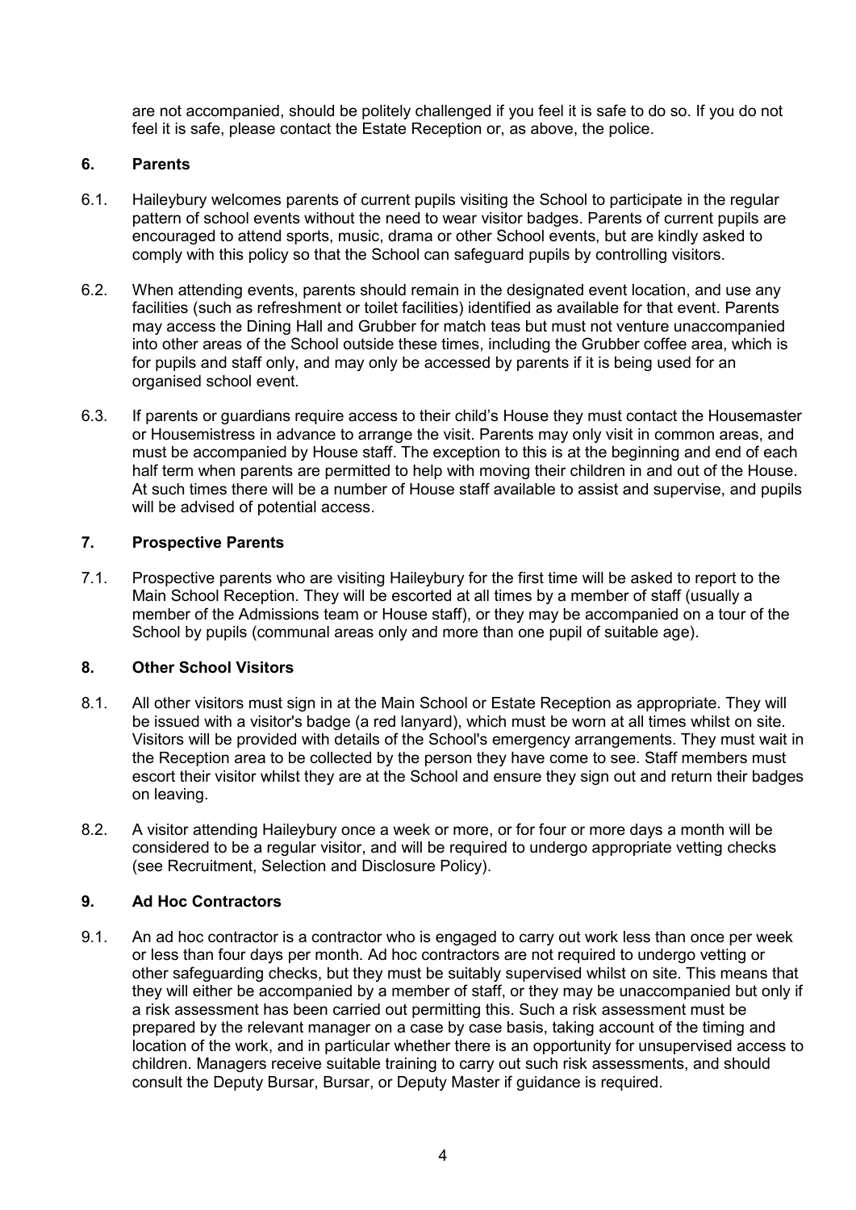are not accompanied, should be politely challenged if you feel it is safe to do so. If you do not feel it is safe, please contact the Estate Reception or, as above, the police.

## 6. Parents

6.1. Haileybury welcomes parents of current pupils visiting the School to participate in the regular pattern of school events without the need to wear visitor badges. Parents of current pupils are encouraged to attend sports, music, drama or other School events, but are kindly asked to comply with this policy so that the School can safeguard pupils by controlling visitors.

6.2. When attending events, parents should remain in the designated event location, and use any facilities (such as refreshment or toilet facilities) identified as available for that event. Parents may access the Dining Hall and Grubber for match teas but must not venture unaccompanied into other areas of the School outside these times, including the Grubber coffee area, which is for pupils and staff only, and may only be accessed by parents if it is being used for an organised school event.

6.3. If parents or guardians require access to their child's House they must contact the Housemaster or Housemistress in advance to arrange the visit. Parents may only visit in common areas, and must be accompanied by House staff. The exception to this is at the beginning and end of each half term when parents are permitted to help with moving their children in and out of the House. At such times there will be a number of House staff available to assist and supervise, and pupils will be advised of potential access.

## 7. Prospective Parents

7.1. Prospective parents who are visiting Haileybury for the first time will be asked to report to the Main School Reception. They will be escorted at all times by a member of staff (usually a member of the Admissions team or House staff), or they may be accompanied on a tour of the School by pupils (communal areas only and more than one pupil of suitable age).

## 8. Other School Visitors

8.1. All other visitors must sign in at the Main School or Estate Reception as appropriate. They will be issued with a visitor's badge (a red lanyard), which must be worn at all times whilst on site. Visitors will be provided with details of the School's emergency arrangements. They must wait in the Reception area to be collected by the person they have come to see. Staff members must escort their visitor whilst they are at the School and ensure they sign out and return their badges on leaving.

8.2. A visitor attending Haileybury once a week or more, or for four or more days a month will be considered to be a regular visitor, and will be required to undergo appropriate vetting checks (see Recruitment, Selection and Disclosure Policy).

## 9. Ad Hoc Contractors

9.1. An ad hoc contractor is a contractor who is engaged to carry out work less than once per week or less than four days per month. Ad hoc contractors are not required to undergo vetting or other safeguarding checks, but they must be suitably supervised whilst on site. This means that they will either be accompanied by a member of staff, or they may be unaccompanied but only if a risk assessment has been carried out permitting this. Such a risk assessment must be prepared by the relevant manager on a case by case basis, taking account of the timing and location of the work, and in particular whether there is an opportunity for unsupervised access to children. Managers receive suitable training to carry out such risk assessments, and should consult the Deputy Bursar, Bursar, or Deputy Master if guidance is required.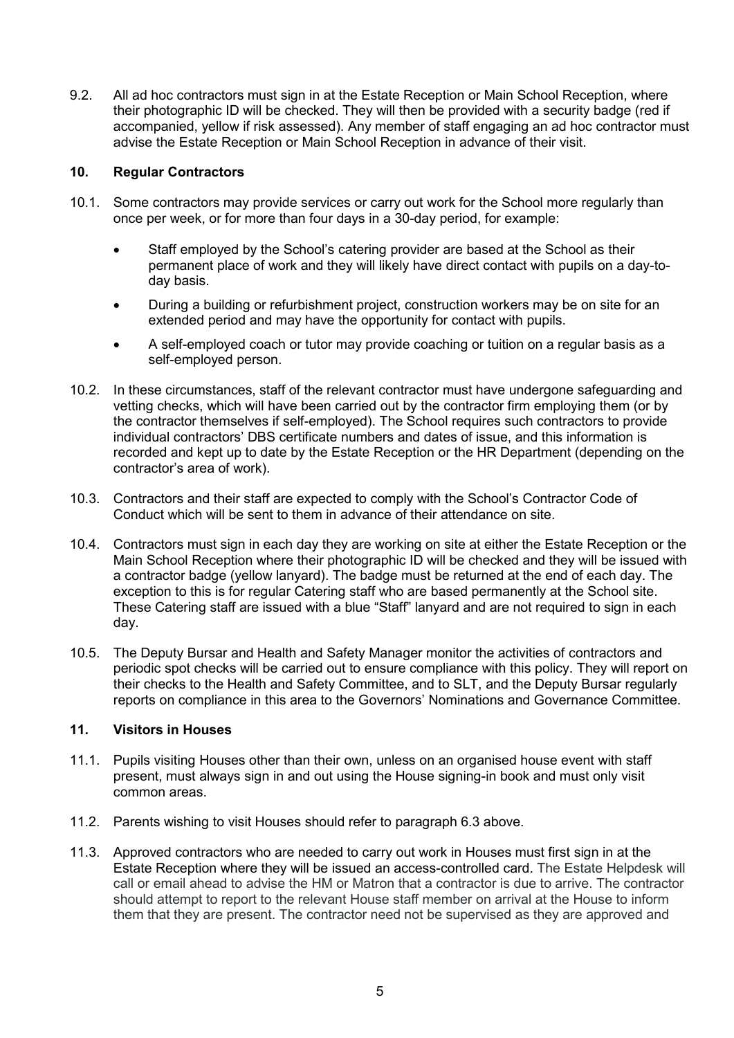9.2. All ad hoc contractors must sign in at the Estate Reception or Main School Reception, where their photographic ID will be checked. They will then be provided with a security badge (red if accompanied, yellow if risk assessed). Any member of staff engaging an ad hoc contractor must advise the Estate Reception or Main School Reception in advance of their visit.

## 10. Regular Contractors

10.1. Some contractors may provide services or carry out work for the School more regularly than once per week, or for more than four days in a 30-day period, for example:

- Staff employed by the School's catering provider are based at the School as their permanent place of work and they will likely have direct contact with pupils on a day-to-day basis.
- During a building or refurbishment project, construction workers may be on site for an extended period and may have the opportunity for contact with pupils.
- A self-employed coach or tutor may provide coaching or tuition on a regular basis as a self-employed person.

10.2. In these circumstances, staff of the relevant contractor must have undergone safeguarding and vetting checks, which will have been carried out by the contractor firm employing them (or by the contractor themselves if self-employed). The School requires such contractors to provide individual contractors' DBS certificate numbers and dates of issue, and this information is recorded and kept up to date by the Estate Reception or the HR Department (depending on the contractor's area of work).

10.3. Contractors and their staff are expected to comply with the School's Contractor Code of Conduct which will be sent to them in advance of their attendance on site.

10.4. Contractors must sign in each day they are working on site at either the Estate Reception or the Main School Reception where their photographic ID will be checked and they will be issued with a contractor badge (yellow lanyard). The badge must be returned at the end of each day. The exception to this is for regular Catering staff who are based permanently at the School site. These Catering staff are issued with a blue "Staff" lanyard and are not required to sign in each day.

10.5. The Deputy Bursar and Health and Safety Manager monitor the activities of contractors and periodic spot checks will be carried out to ensure compliance with this policy. They will report on their checks to the Health and Safety Committee, and to SLT, and the Deputy Bursar regularly reports on compliance in this area to the Governors' Nominations and Governance Committee.

## 11. Visitors in Houses

11.1. Pupils visiting Houses other than their own, unless on an organised house event with staff present, must always sign in and out using the House signing-in book and must only visit common areas.

11.2. Parents wishing to visit Houses should refer to paragraph 6.3 above.

11.3. Approved contractors who are needed to carry out work in Houses must first sign in at the Estate Reception where they will be issued an access-controlled card. The Estate Helpdesk will call or email ahead to advise the HM or Matron that a contractor is due to arrive. The contractor should attempt to report to the relevant House staff member on arrival at the House to inform them that they are present. The contractor need not be supervised as they are approved and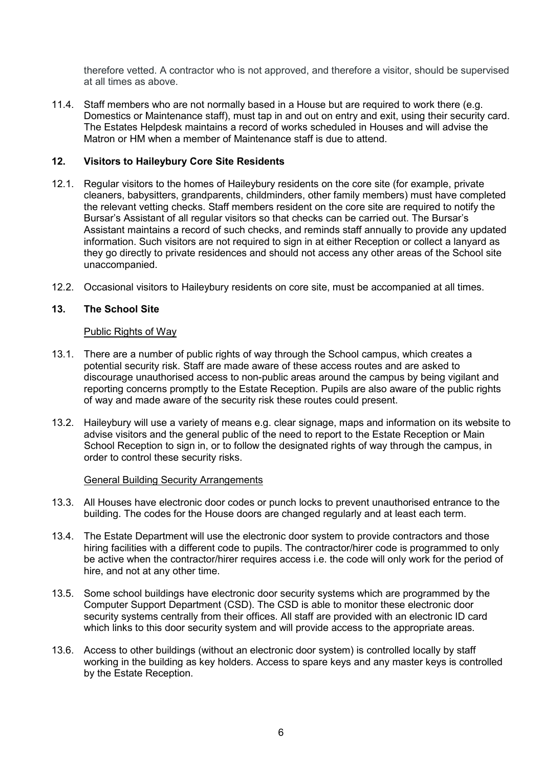therefore vetted. A contractor who is not approved, and therefore a visitor, should be supervised at all times as above.

11.4. Staff members who are not normally based in a House but are required to work there (e.g. Domestics or Maintenance staff), must tap in and out on entry and exit, using their security card. The Estates Helpdesk maintains a record of works scheduled in Houses and will advise the Matron or HM when a member of Maintenance staff is due to attend.

## 12. Visitors to Haileybury Core Site Residents

12.1. Regular visitors to the homes of Haileybury residents on the core site (for example, private cleaners, babysitters, grandparents, childminders, other family members) must have completed the relevant vetting checks. Staff members resident on the core site are required to notify the Bursar's Assistant of all regular visitors so that checks can be carried out. The Bursar's Assistant maintains a record of such checks, and reminds staff annually to provide any updated information. Such visitors are not required to sign in at either Reception or collect a lanyard as they go directly to private residences and should not access any other areas of the School site unaccompanied.

12.2. Occasional visitors to Haileybury residents on core site, must be accompanied at all times.

## 13. The School Site

Public Rights of Way

13.1. There are a number of public rights of way through the School campus, which creates a potential security risk. Staff are made aware of these access routes and are asked to discourage unauthorised access to non-public areas around the campus by being vigilant and reporting concerns promptly to the Estate Reception. Pupils are also aware of the public rights of way and made aware of the security risk these routes could present.

13.2. Haileybury will use a variety of means e.g. clear signage, maps and information on its website to advise visitors and the general public of the need to report to the Estate Reception or Main School Reception to sign in, or to follow the designated rights of way through the campus, in order to control these security risks.

General Building Security Arrangements

13.3. All Houses have electronic door codes or punch locks to prevent unauthorised entrance to the building. The codes for the House doors are changed regularly and at least each term.

13.4. The Estate Department will use the electronic door system to provide contractors and those hiring facilities with a different code to pupils. The contractor/hirer code is programmed to only be active when the contractor/hirer requires access i.e. the code will only work for the period of hire, and not at any other time.

13.5. Some school buildings have electronic door security systems which are programmed by the Computer Support Department (CSD). The CSD is able to monitor these electronic door security systems centrally from their offices. All staff are provided with an electronic ID card which links to this door security system and will provide access to the appropriate areas.

13.6. Access to other buildings (without an electronic door system) is controlled locally by staff working in the building as key holders. Access to spare keys and any master keys is controlled by the Estate Reception.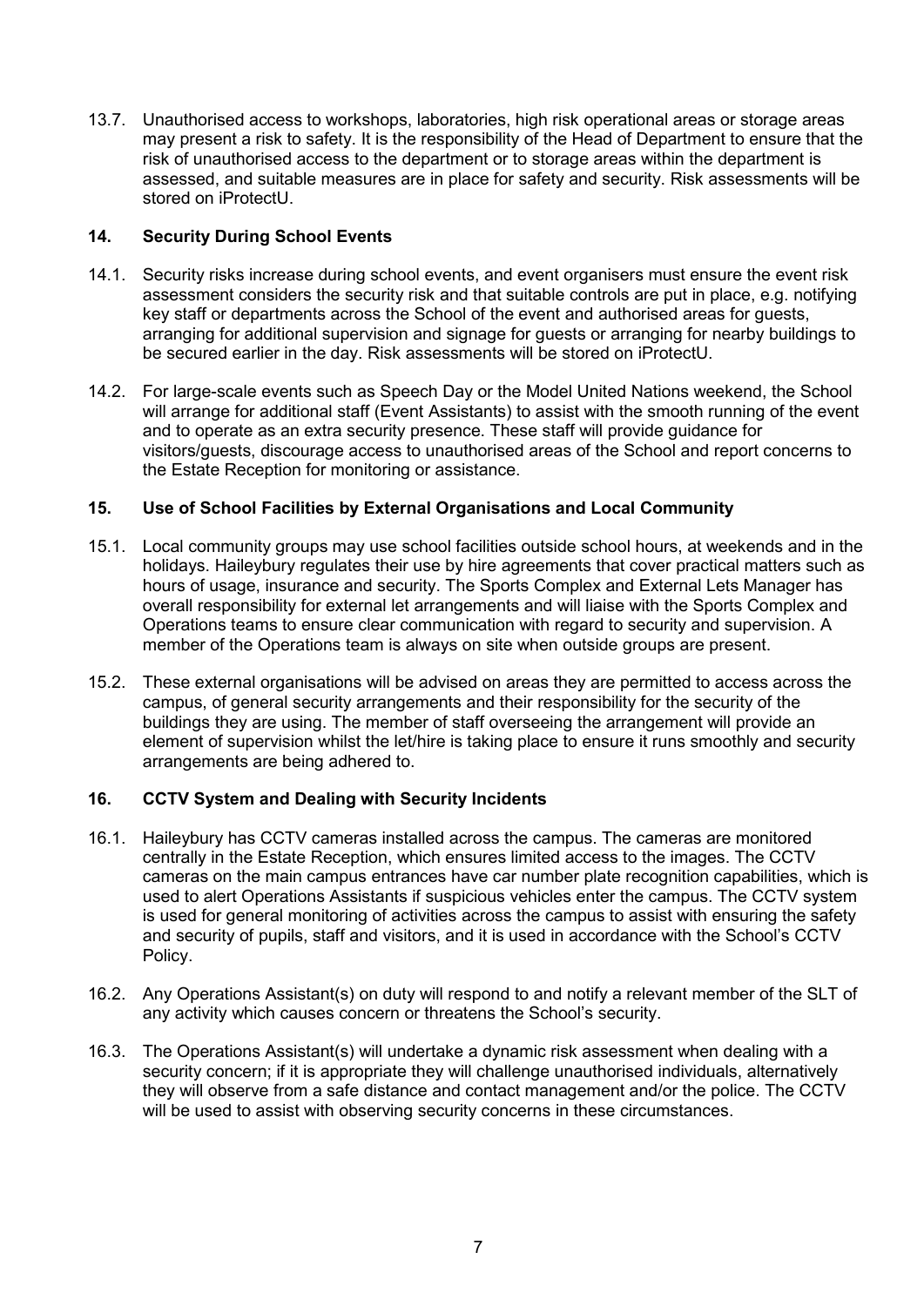13.7. Unauthorised access to workshops, laboratories, high risk operational areas or storage areas may present a risk to safety. It is the responsibility of the Head of Department to ensure that the risk of unauthorised access to the department or to storage areas within the department is assessed, and suitable measures are in place for safety and security. Risk assessments will be stored on iProtectU.

## 14. Security During School Events

14.1. Security risks increase during school events, and event organisers must ensure the event risk assessment considers the security risk and that suitable controls are put in place, e.g. notifying key staff or departments across the School of the event and authorised areas for guests, arranging for additional supervision and signage for guests or arranging for nearby buildings to be secured earlier in the day. Risk assessments will be stored on iProtectU.

14.2. For large-scale events such as Speech Day or the Model United Nations weekend, the School will arrange for additional staff (Event Assistants) to assist with the smooth running of the event and to operate as an extra security presence. These staff will provide guidance for visitors/guests, discourage access to unauthorised areas of the School and report concerns to the Estate Reception for monitoring or assistance.

## 15. Use of School Facilities by External Organisations and Local Community

15.1. Local community groups may use school facilities outside school hours, at weekends and in the holidays. Haileybury regulates their use by hire agreements that cover practical matters such as hours of usage, insurance and security. The Sports Complex and External Lets Manager has overall responsibility for external let arrangements and will liaise with the Sports Complex and Operations teams to ensure clear communication with regard to security and supervision. A member of the Operations team is always on site when outside groups are present.

15.2. These external organisations will be advised on areas they are permitted to access across the campus, of general security arrangements and their responsibility for the security of the buildings they are using. The member of staff overseeing the arrangement will provide an element of supervision whilst the let/hire is taking place to ensure it runs smoothly and security arrangements are being adhered to.

## 16. CCTV System and Dealing with Security Incidents

16.1. Haileybury has CCTV cameras installed across the campus. The cameras are monitored centrally in the Estate Reception, which ensures limited access to the images. The CCTV cameras on the main campus entrances have car number plate recognition capabilities, which is used to alert Operations Assistants if suspicious vehicles enter the campus. The CCTV system is used for general monitoring of activities across the campus to assist with ensuring the safety and security of pupils, staff and visitors, and it is used in accordance with the School's CCTV Policy.

16.2. Any Operations Assistant(s) on duty will respond to and notify a relevant member of the SLT of any activity which causes concern or threatens the School's security.

16.3. The Operations Assistant(s) will undertake a dynamic risk assessment when dealing with a security concern; if it is appropriate they will challenge unauthorised individuals, alternatively they will observe from a safe distance and contact management and/or the police. The CCTV will be used to assist with observing security concerns in these circumstances.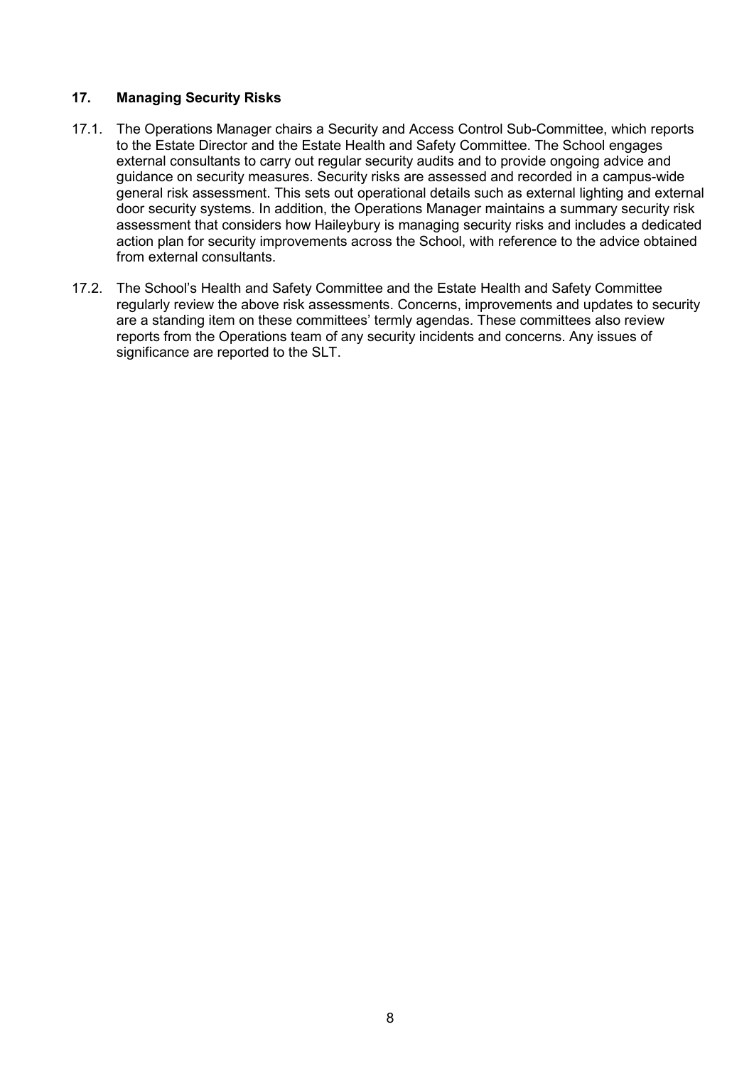## 17. Managing Security Risks

17.1. The Operations Manager chairs a Security and Access Control Sub-Committee, which reports to the Estate Director and the Estate Health and Safety Committee. The School engages external consultants to carry out regular security audits and to provide ongoing advice and guidance on security measures. Security risks are assessed and recorded in a campus-wide general risk assessment. This sets out operational details such as external lighting and external door security systems. In addition, the Operations Manager maintains a summary security risk assessment that considers how Haileybury is managing security risks and includes a dedicated action plan for security improvements across the School, with reference to the advice obtained from external consultants.

17.2. The School's Health and Safety Committee and the Estate Health and Safety Committee regularly review the above risk assessments. Concerns, improvements and updates to security are a standing item on these committees' termly agendas. These committees also review reports from the Operations team of any security incidents and concerns. Any issues of significance are reported to the SLT.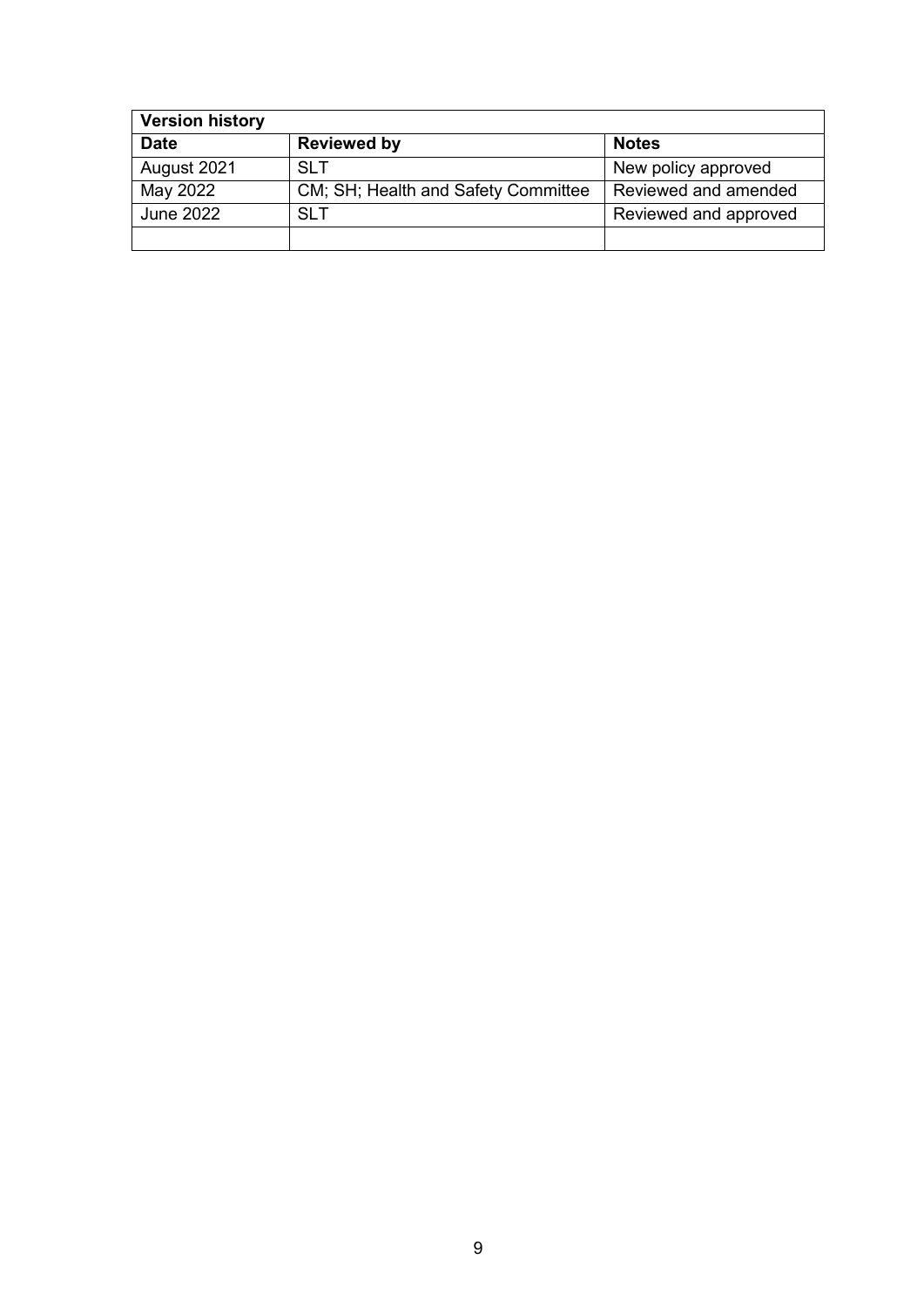| Version history | | |
| --- | --- | --- |
| **Date** | **Reviewed by** | **Notes** |
| August 2021 | SLT | New policy approved |
| May 2022 | CM; SH; Health and Safety Committee | Reviewed and amended |
| June 2022 | SLT | Reviewed and approved |
| | | |